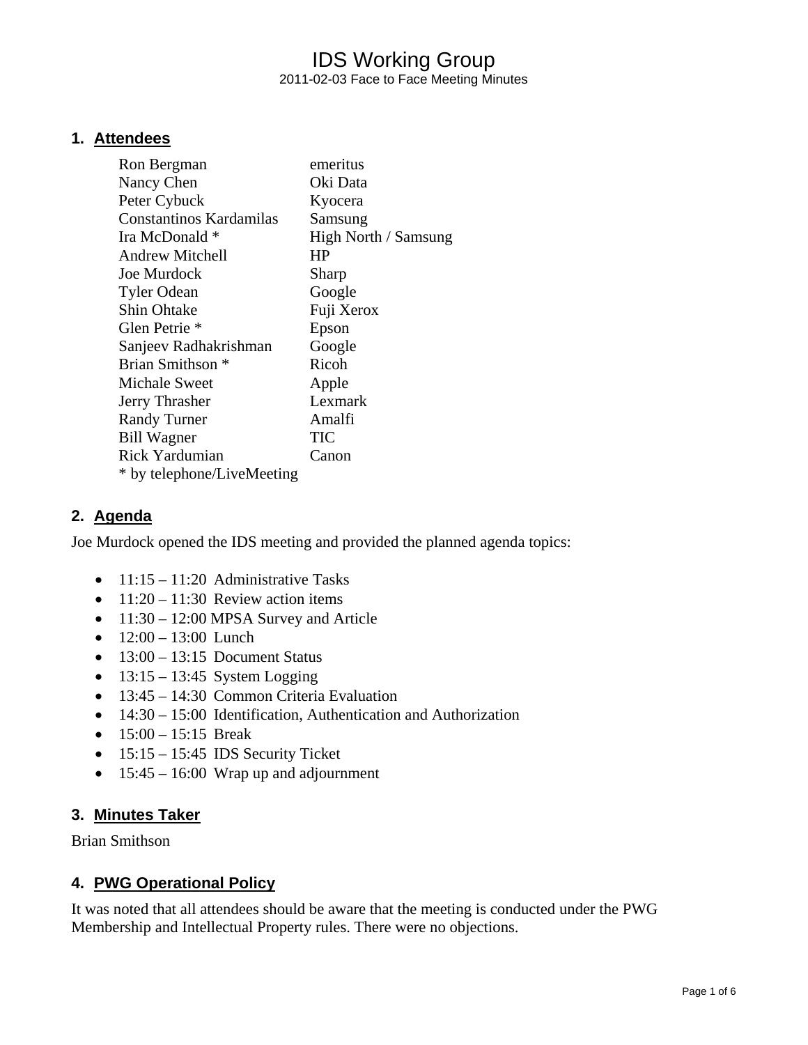# IDS Working Group

2011-02-03 Face to Face Meeting Minutes

## 1. Attendees

| | |
|---|---|
| Ron Bergman | emeritus |
| Nancy Chen | Oki Data |
| Peter Cybuck | Kyocera |
| Constantinos Kardamilas | Samsung |
| Ira McDonald * | High North / Samsung |
| Andrew Mitchell | HP |
| Joe Murdock | Sharp |
| Tyler Odean | Google |
| Shin Ohtake | Fuji Xerox |
| Glen Petrie * | Epson |
| Sanjeev Radhakrishman | Google |
| Brian Smithson * | Ricoh |
| Michale Sweet | Apple |
| Jerry Thrasher | Lexmark |
| Randy Turner | Amalfi |
| Bill Wagner | TIC |
| Rick Yardumian | Canon |

* by telephone/LiveMeeting

## 2. Agenda

Joe Murdock opened the IDS meeting and provided the planned agenda topics:

- 11:15 – 11:20 Administrative Tasks
- 11:20 – 11:30 Review action items
- 11:30 – 12:00 MPSA Survey and Article
- 12:00 – 13:00 Lunch
- 13:00 – 13:15 Document Status
- 13:15 – 13:45 System Logging
- 13:45 – 14:30 Common Criteria Evaluation
- 14:30 – 15:00 Identification, Authentication and Authorization
- 15:00 – 15:15 Break
- 15:15 – 15:45 IDS Security Ticket
- 15:45 – 16:00 Wrap up and adjournment

## 3. Minutes Taker

Brian Smithson

## 4. PWG Operational Policy

It was noted that all attendees should be aware that the meeting is conducted under the PWG Membership and Intellectual Property rules. There were no objections.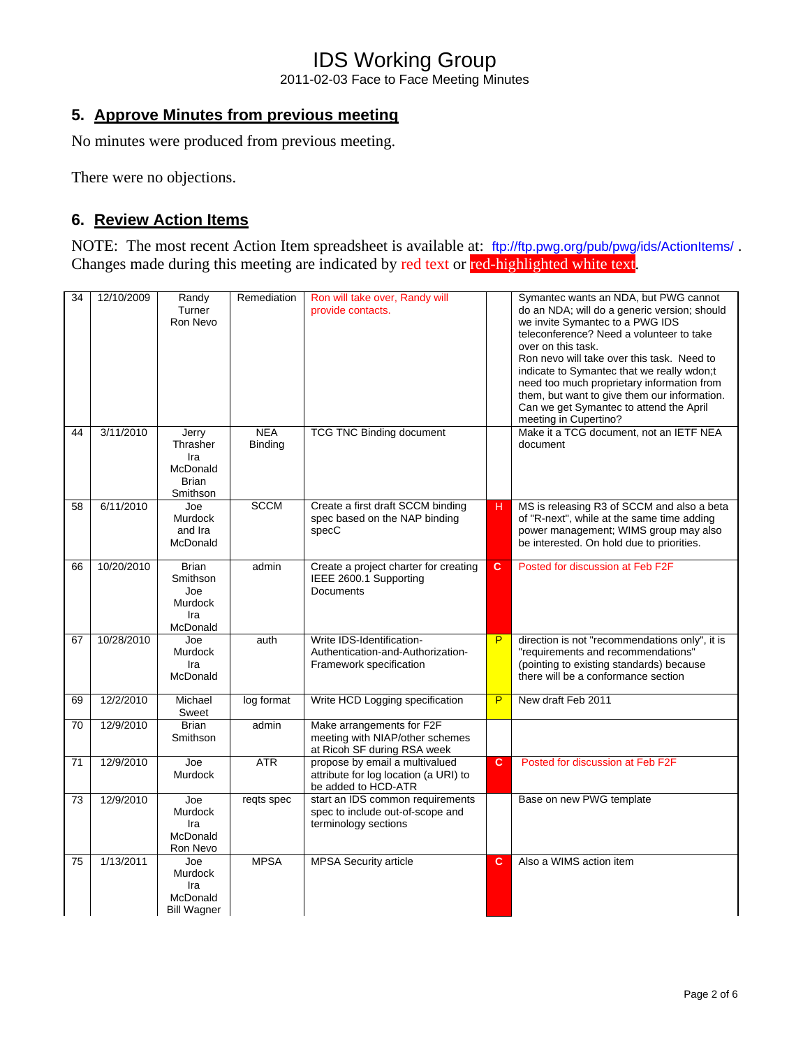## 5. Approve Minutes from previous meeting

No minutes were produced from previous meeting.

There were no objections.

## 6. Review Action Items

NOTE: The most recent Action Item spreadsheet is available at: ftp://ftp.pwg.org/pub/pwg/ids/ActionItems/ . Changes made during this meeting are indicated by red text or red-highlighted white text.

| 34 | 12/10/2009 | Randy Turner Ron Nevo | Remediation | Ron will take over, Randy will provide contacts. | | Symantec wants an NDA, but PWG cannot do an NDA; will do a generic version; should we invite Symantec to a PWG IDS teleconference? Need a volunteer to take over on this task. Ron nevo will take over this task. Need to indicate to Symantec that we really wdon;t need too much proprietary information from them, but want to give them our information. Can we get Symantec to attend the April meeting in Cupertino? |
|---|---|---|---|---|---|---|
| 44 | 3/11/2010 | Jerry Thrasher Ira McDonald Brian Smithson | NEA Binding | TCG TNC Binding document | | Make it a TCG document, not an IETF NEA document |
| 58 | 6/11/2010 | Joe Murdock and Ira McDonald | SCCM | Create a first draft SCCM binding spec based on the NAP binding specC | H | MS is releasing R3 of SCCM and also a beta of "R-next", while at the same time adding power management; WIMS group may also be interested. On hold due to priorities. |
| 66 | 10/20/2010 | Brian Smithson Joe Murdock Ira McDonald | admin | Create a project charter for creating IEEE 2600.1 Supporting Documents | C | Posted for discussion at Feb F2F |
| 67 | 10/28/2010 | Joe Murdock Ira McDonald | auth | Write IDS-Identification-Authentication-and-Authorization-Framework specification | P | direction is not "recommendations only", it is "requirements and recommendations" (pointing to existing standards) because there will be a conformance section |
| 69 | 12/2/2010 | Michael Sweet | log format | Write HCD Logging specification | P | New draft Feb 2011 |
| 70 | 12/9/2010 | Brian Smithson | admin | Make arrangements for F2F meeting with NIAP/other schemes at Ricoh SF during RSA week | | |
| 71 | 12/9/2010 | Joe Murdock | ATR | propose by email a multivalued attribute for log location (a URI) to be added to HCD-ATR | C | Posted for discussion at Feb F2F |
| 73 | 12/9/2010 | Joe Murdock Ira McDonald Ron Nevo | reqts spec | start an IDS common requirements spec to include out-of-scope and terminology sections | | Base on new PWG template |
| 75 | 1/13/2011 | Joe Murdock Ira McDonald Bill Wagner | MPSA | MPSA Security article | C | Also a WIMS action item |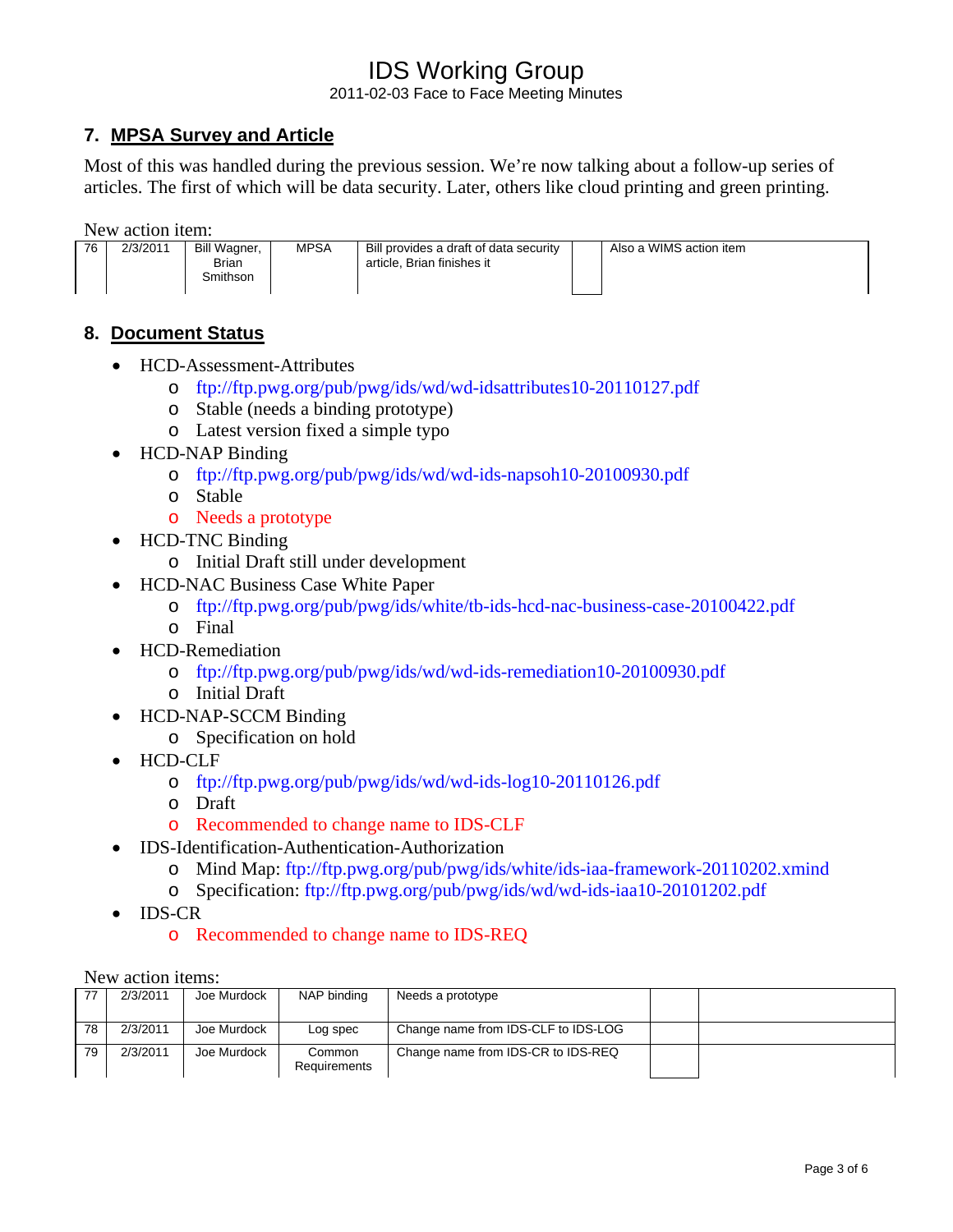## 7. MPSA Survey and Article

Most of this was handled during the previous session. We're now talking about a follow-up series of articles. The first of which will be data security. Later, others like cloud printing and green printing.

New action item:

| 76 | 2/3/2011 | Bill Wagner, Brian Smithson | MPSA | Bill provides a draft of data security article, Brian finishes it | | Also a WIMS action item |
|---|---|---|---|---|---|---|

## 8. Document Status

- HCD-Assessment-Attributes
  - ftp://ftp.pwg.org/pub/pwg/ids/wd/wd-idsattributes10-20110127.pdf
  - Stable (needs a binding prototype)
  - Latest version fixed a simple typo
- HCD-NAP Binding
  - ftp://ftp.pwg.org/pub/pwg/ids/wd/wd-ids-napsoh10-20100930.pdf
  - Stable
  - Needs a prototype
- HCD-TNC Binding
  - Initial Draft still under development
- HCD-NAC Business Case White Paper
  - ftp://ftp.pwg.org/pub/pwg/ids/white/tb-ids-hcd-nac-business-case-20100422.pdf
  - Final
- HCD-Remediation
  - ftp://ftp.pwg.org/pub/pwg/ids/wd/wd-ids-remediation10-20100930.pdf
  - Initial Draft
- HCD-NAP-SCCM Binding
  - Specification on hold
- HCD-CLF
  - ftp://ftp.pwg.org/pub/pwg/ids/wd/wd-ids-log10-20110126.pdf
  - Draft
  - Recommended to change name to IDS-CLF
- IDS-Identification-Authentication-Authorization
  - Mind Map: ftp://ftp.pwg.org/pub/pwg/ids/white/ids-iaa-framework-20110202.xmind
  - Specification: ftp://ftp.pwg.org/pub/pwg/ids/wd/wd-ids-iaa10-20101202.pdf
- IDS-CR
  - Recommended to change name to IDS-REQ

New action items:

| 77 | 2/3/2011 | Joe Murdock | NAP binding | Needs a prototype | | |
|---|---|---|---|---|---|---|
| 78 | 2/3/2011 | Joe Murdock | Log spec | Change name from IDS-CLF to IDS-LOG | | |
| 79 | 2/3/2011 | Joe Murdock | Common Requirements | Change name from IDS-CR to IDS-REQ | | |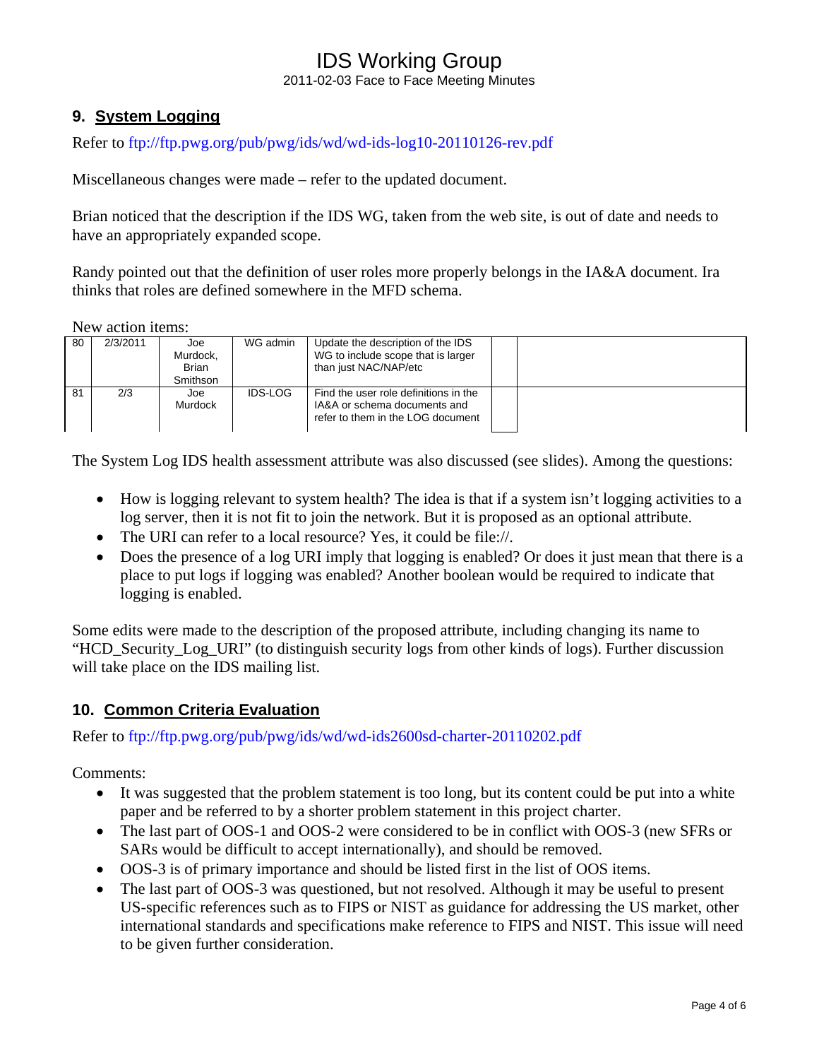## 9. System Logging

Refer to ftp://ftp.pwg.org/pub/pwg/ids/wd/wd-ids-log10-20110126-rev.pdf

Miscellaneous changes were made – refer to the updated document.

Brian noticed that the description if the IDS WG, taken from the web site, is out of date and needs to have an appropriately expanded scope.

Randy pointed out that the definition of user roles more properly belongs in the IA&A document. Ira thinks that roles are defined somewhere in the MFD schema.

New action items:

| | | | | | | |
|---|---|---|---|---|---|---|
| 80 | 2/3/2011 | Joe Murdock, Brian Smithson | WG admin | Update the description of the IDS WG to include scope that is larger than just NAC/NAP/etc | | |
| 81 | 2/3 | Joe Murdock | IDS-LOG | Find the user role definitions in the IA&A or schema documents and refer to them in the LOG document | | |

The System Log IDS health assessment attribute was also discussed (see slides). Among the questions:

- How is logging relevant to system health? The idea is that if a system isn't logging activities to a log server, then it is not fit to join the network. But it is proposed as an optional attribute.
- The URI can refer to a local resource? Yes, it could be file://.
- Does the presence of a log URI imply that logging is enabled? Or does it just mean that there is a place to put logs if logging was enabled? Another boolean would be required to indicate that logging is enabled.

Some edits were made to the description of the proposed attribute, including changing its name to "HCD_Security_Log_URI" (to distinguish security logs from other kinds of logs). Further discussion will take place on the IDS mailing list.

## 10. Common Criteria Evaluation

Refer to ftp://ftp.pwg.org/pub/pwg/ids/wd/wd-ids2600sd-charter-20110202.pdf

Comments:

- It was suggested that the problem statement is too long, but its content could be put into a white paper and be referred to by a shorter problem statement in this project charter.
- The last part of OOS-1 and OOS-2 were considered to be in conflict with OOS-3 (new SFRs or SARs would be difficult to accept internationally), and should be removed.
- OOS-3 is of primary importance and should be listed first in the list of OOS items.
- The last part of OOS-3 was questioned, but not resolved. Although it may be useful to present US-specific references such as to FIPS or NIST as guidance for addressing the US market, other international standards and specifications make reference to FIPS and NIST. This issue will need to be given further consideration.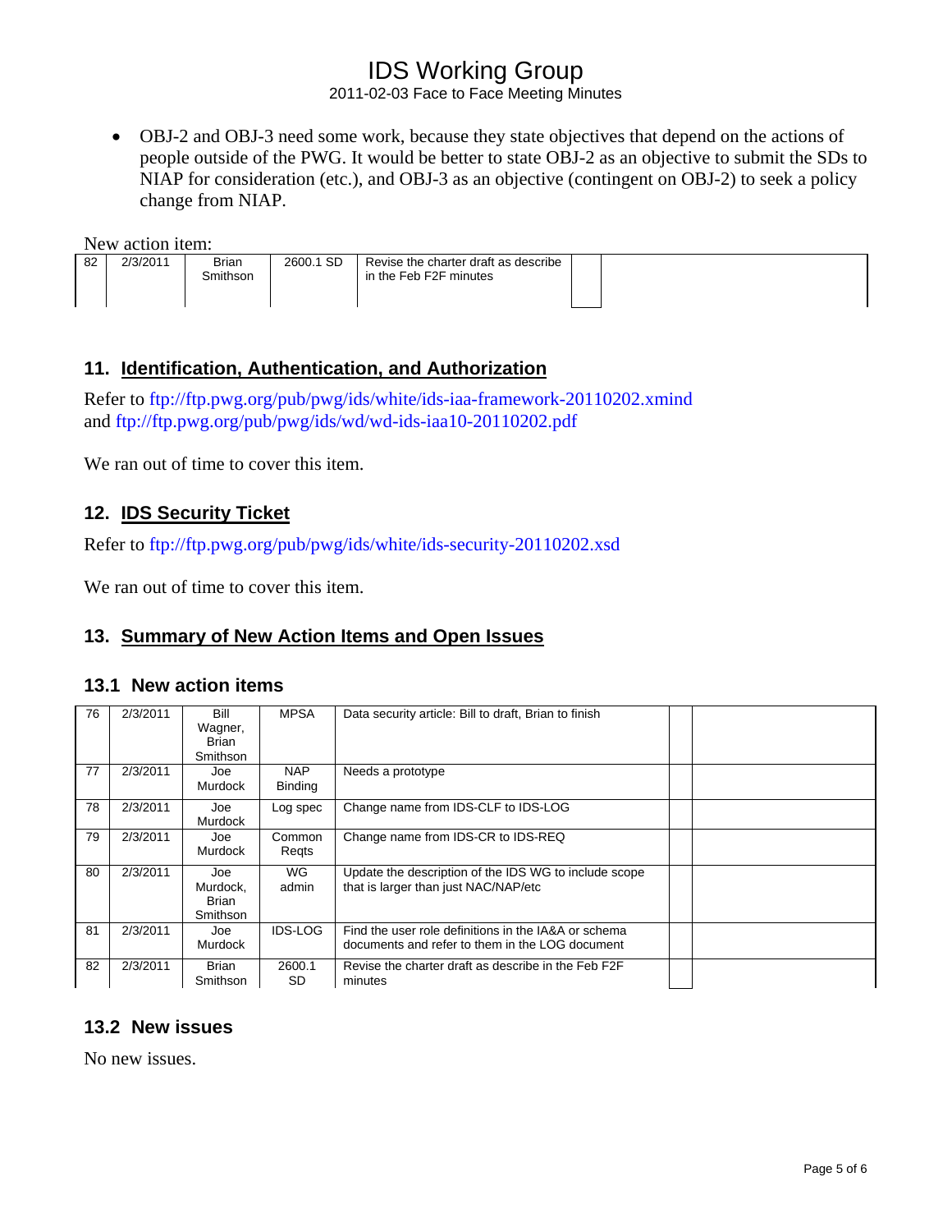- OBJ-2 and OBJ-3 need some work, because they state objectives that depend on the actions of people outside of the PWG. It would be better to state OBJ-2 as an objective to submit the SDs to NIAP for consideration (etc.), and OBJ-3 as an objective (contingent on OBJ-2) to seek a policy change from NIAP.

New action item:

| | | | | | | |
|---|---|---|---|---|---|---|
| 82 | 2/3/2011 | Brian Smithson | 2600.1 SD | Revise the charter draft as describe in the Feb F2F minutes | | |

## 11. Identification, Authentication, and Authorization

Refer to ftp://ftp.pwg.org/pub/pwg/ids/white/ids-iaa-framework-20110202.xmind and ftp://ftp.pwg.org/pub/pwg/ids/wd/wd-ids-iaa10-20110202.pdf

We ran out of time to cover this item.

## 12. IDS Security Ticket

Refer to ftp://ftp.pwg.org/pub/pwg/ids/white/ids-security-20110202.xsd

We ran out of time to cover this item.

## 13. Summary of New Action Items and Open Issues

### 13.1 New action items

| | | | | | | |
|---|---|---|---|---|---|---|
| 76 | 2/3/2011 | Bill Wagner, Brian Smithson | MPSA | Data security article: Bill to draft, Brian to finish | | |
| 77 | 2/3/2011 | Joe Murdock | NAP Binding | Needs a prototype | | |
| 78 | 2/3/2011 | Joe Murdock | Log spec | Change name from IDS-CLF to IDS-LOG | | |
| 79 | 2/3/2011 | Joe Murdock | Common Reqts | Change name from IDS-CR to IDS-REQ | | |
| 80 | 2/3/2011 | Joe Murdock, Brian Smithson | WG admin | Update the description of the IDS WG to include scope that is larger than just NAC/NAP/etc | | |
| 81 | 2/3/2011 | Joe Murdock | IDS-LOG | Find the user role definitions in the IA&A or schema documents and refer to them in the LOG document | | |
| 82 | 2/3/2011 | Brian Smithson | 2600.1 SD | Revise the charter draft as describe in the Feb F2F minutes | | |

### 13.2 New issues

No new issues.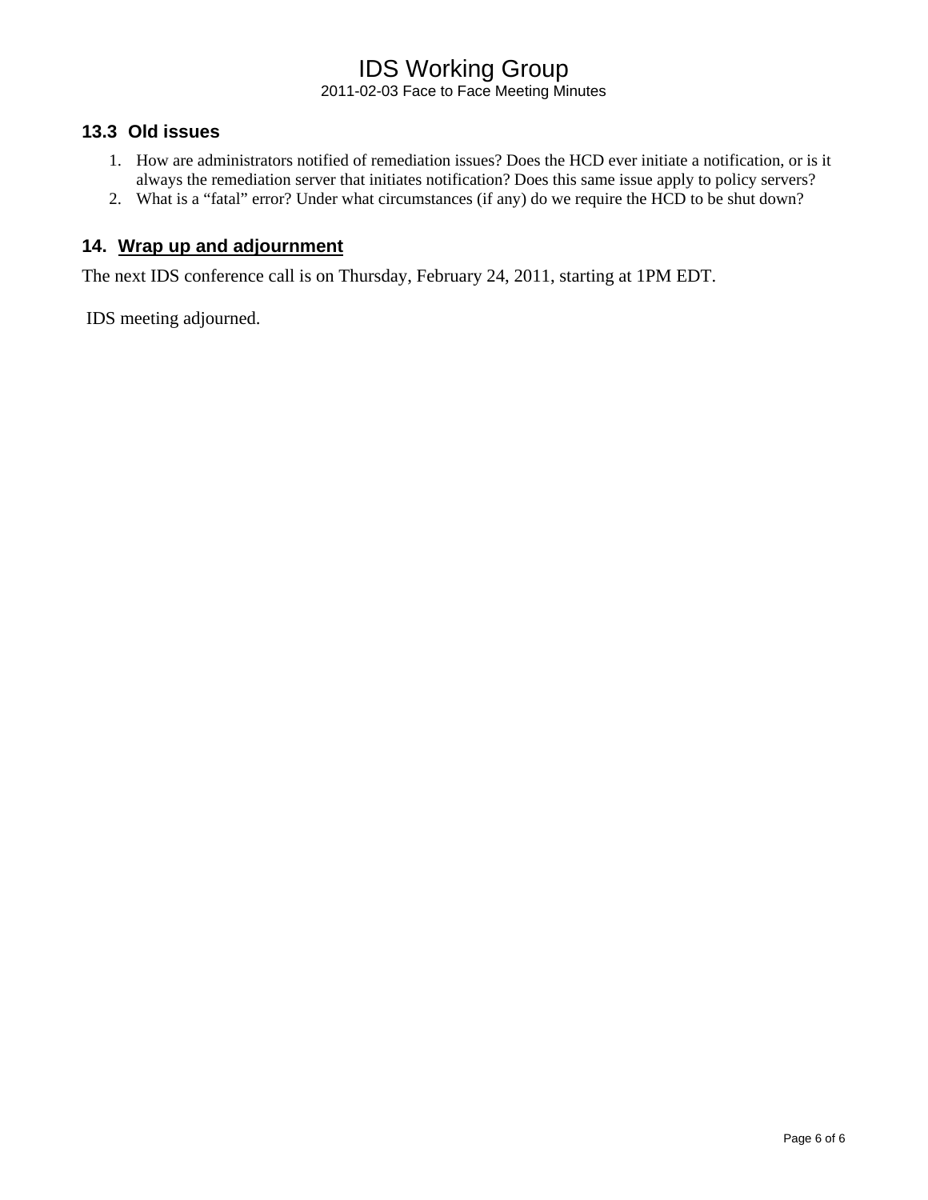### 13.3 Old issues

1. How are administrators notified of remediation issues? Does the HCD ever initiate a notification, or is it always the remediation server that initiates notification? Does this same issue apply to policy servers?
2. What is a “fatal” error? Under what circumstances (if any) do we require the HCD to be shut down?

## 14. Wrap up and adjournment

The next IDS conference call is on Thursday, February 24, 2011, starting at 1PM EDT.

IDS meeting adjourned.